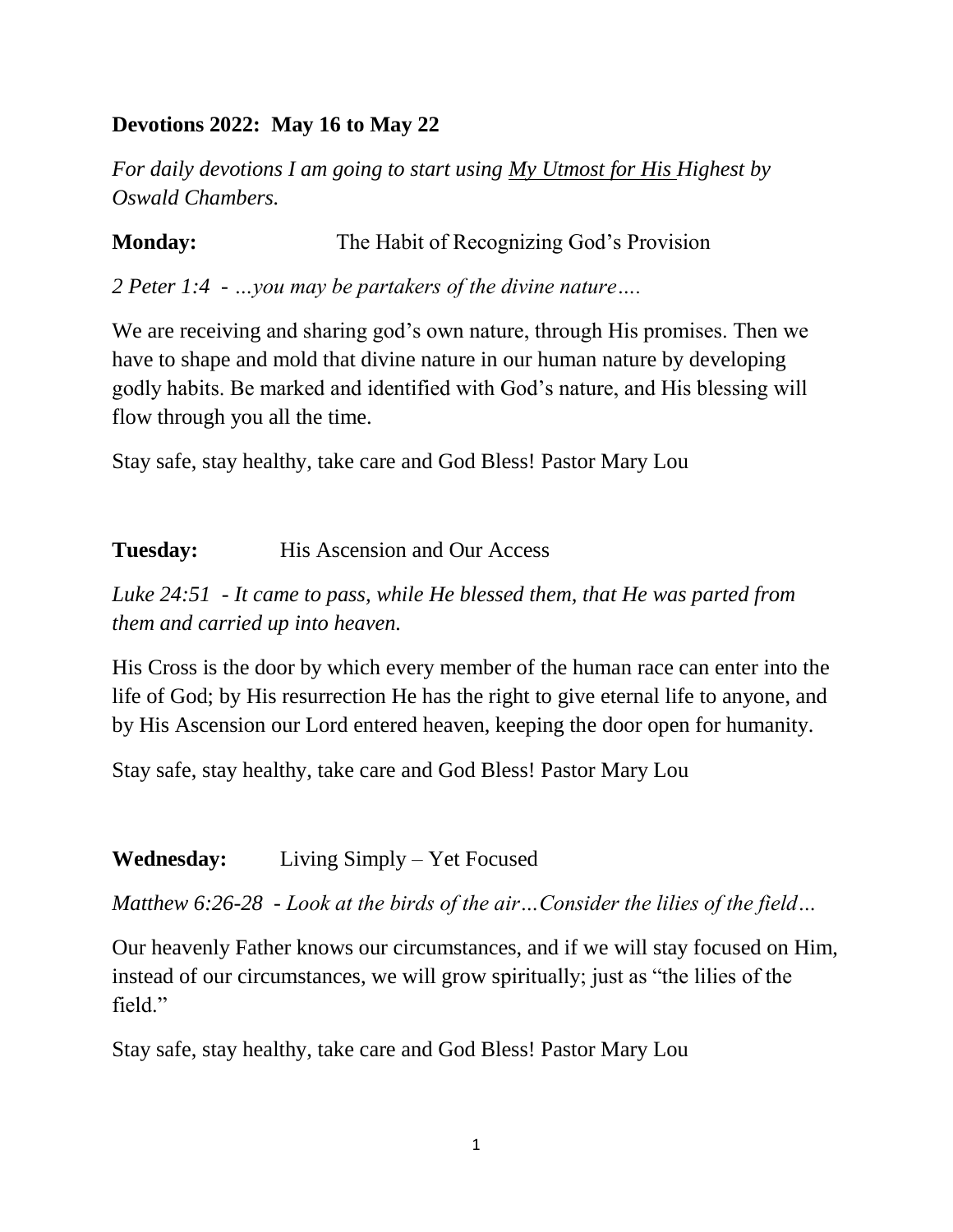**Devotions 2022: May 16 to May 22**

*For daily devotions I am going to start using* *<u>My Utmost for His</u> Highest by Oswald Chambers.*

**Monday:** The Habit of Recognizing God's Provision

*2 Peter 1:4 - …you may be partakers of the divine nature….*

We are receiving and sharing god's own nature, through His promises. Then we have to shape and mold that divine nature in our human nature by developing godly habits. Be marked and identified with God's nature, and His blessing will flow through you all the time.

Stay safe, stay healthy, take care and God Bless! Pastor Mary Lou

**Tuesday:** His Ascension and Our Access

*Luke 24:51 - It came to pass, while He blessed them, that He was parted from them and carried up into heaven.*

His Cross is the door by which every member of the human race can enter into the life of God; by His resurrection He has the right to give eternal life to anyone, and by His Ascension our Lord entered heaven, keeping the door open for humanity.

Stay safe, stay healthy, take care and God Bless! Pastor Mary Lou

**Wednesday:** Living Simply – Yet Focused

*Matthew 6:26-28 - Look at the birds of the air…Consider the lilies of the field…*

Our heavenly Father knows our circumstances, and if we will stay focused on Him, instead of our circumstances, we will grow spiritually; just as "the lilies of the field."

Stay safe, stay healthy, take care and God Bless! Pastor Mary Lou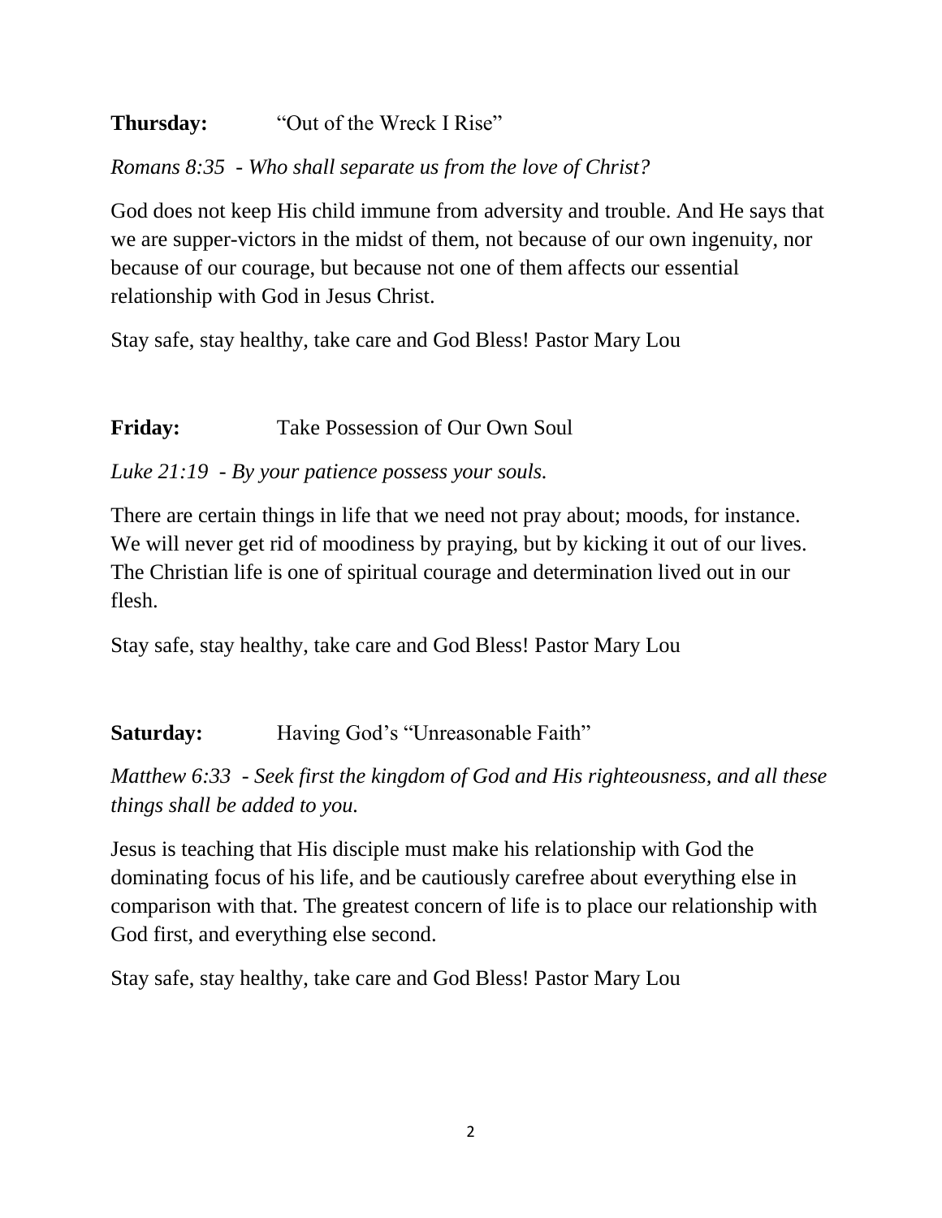**Thursday:** "Out of the Wreck I Rise"

*Romans 8:35 - Who shall separate us from the love of Christ?*

God does not keep His child immune from adversity and trouble. And He says that we are supper-victors in the midst of them, not because of our own ingenuity, nor because of our courage, but because not one of them affects our essential relationship with God in Jesus Christ.

Stay safe, stay healthy, take care and God Bless! Pastor Mary Lou

**Friday:** Take Possession of Our Own Soul

*Luke 21:19 - By your patience possess your souls.*

There are certain things in life that we need not pray about; moods, for instance. We will never get rid of moodiness by praying, but by kicking it out of our lives. The Christian life is one of spiritual courage and determination lived out in our flesh.

Stay safe, stay healthy, take care and God Bless! Pastor Mary Lou

**Saturday:** Having God's "Unreasonable Faith"

*Matthew 6:33 - Seek first the kingdom of God and His righteousness, and all these things shall be added to you.*

Jesus is teaching that His disciple must make his relationship with God the dominating focus of his life, and be cautiously carefree about everything else in comparison with that. The greatest concern of life is to place our relationship with God first, and everything else second.

Stay safe, stay healthy, take care and God Bless! Pastor Mary Lou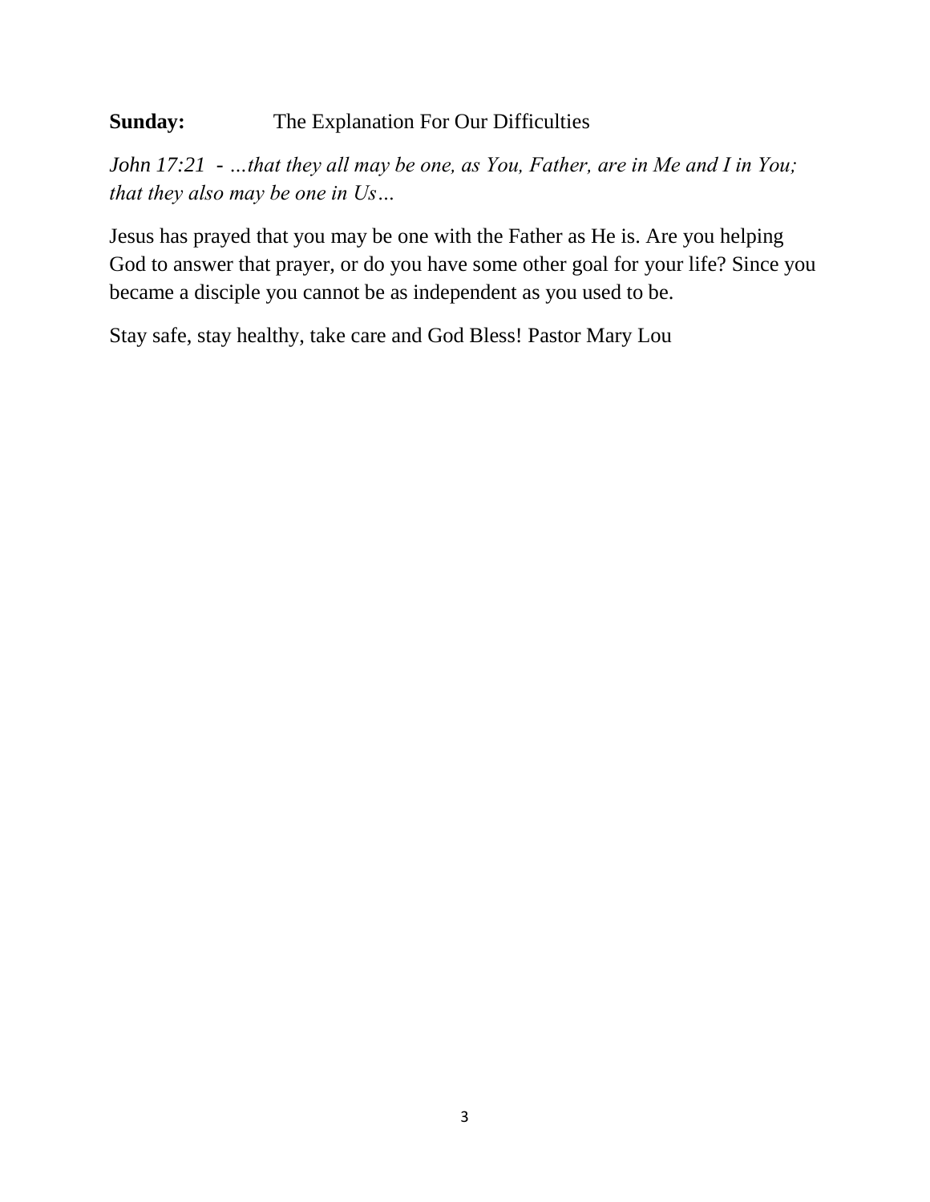**Sunday:** The Explanation For Our Difficulties

*John 17:21 - …that they all may be one, as You, Father, are in Me and I in You; that they also may be one in Us…*

Jesus has prayed that you may be one with the Father as He is. Are you helping God to answer that prayer, or do you have some other goal for your life? Since you became a disciple you cannot be as independent as you used to be.

Stay safe, stay healthy, take care and God Bless! Pastor Mary Lou